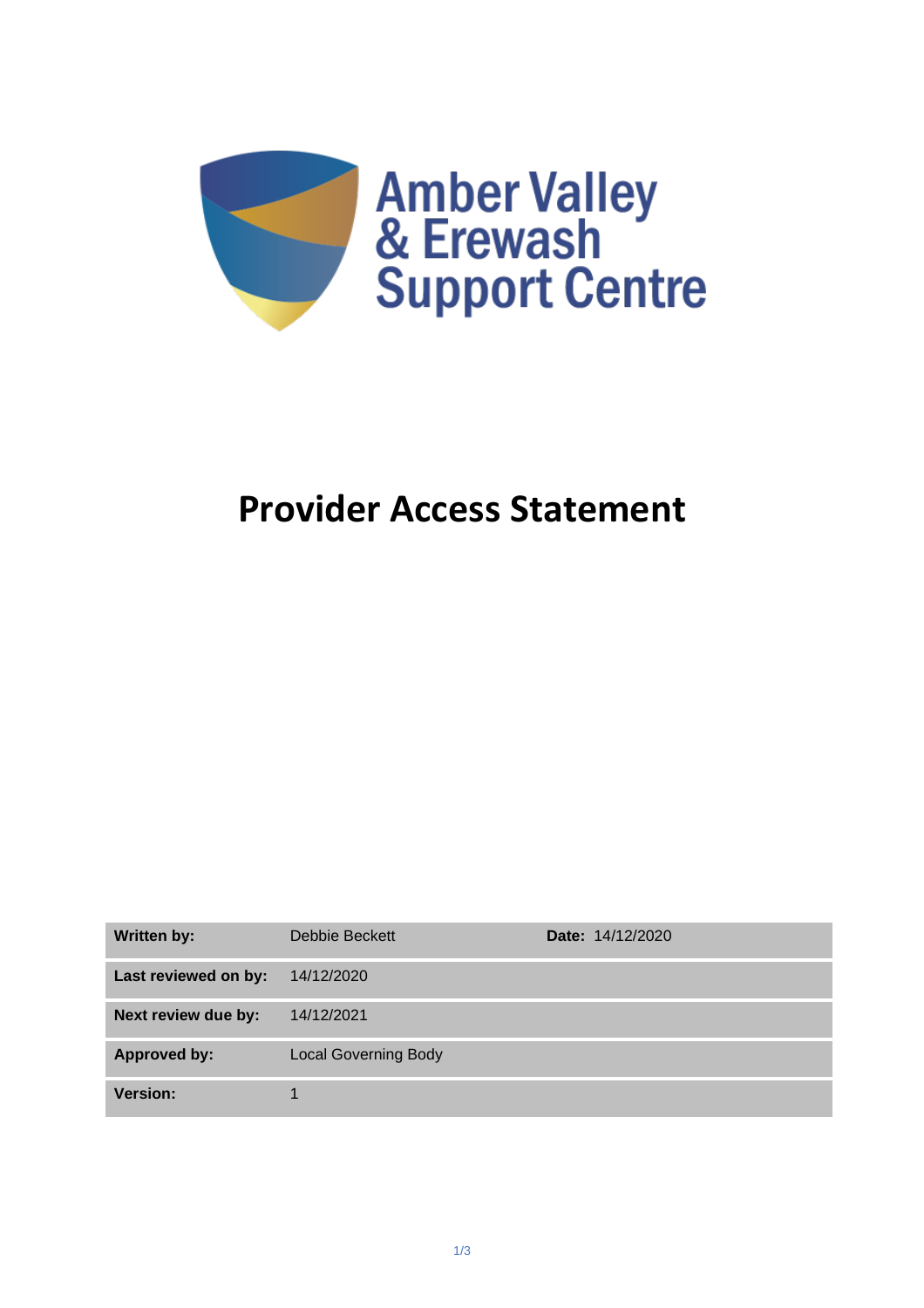Amber Valley & Erewash Support Centre

# Provider Access Statement

| Written by: | Debbie Beckett | Date: 14/12/2020 |
| --- | --- | --- |
| Last reviewed on by: | 14/12/2020 | |
| Next review due by: | 14/12/2021 | |
| Approved by: | Local Governing Body | |
| Version: | 1 | |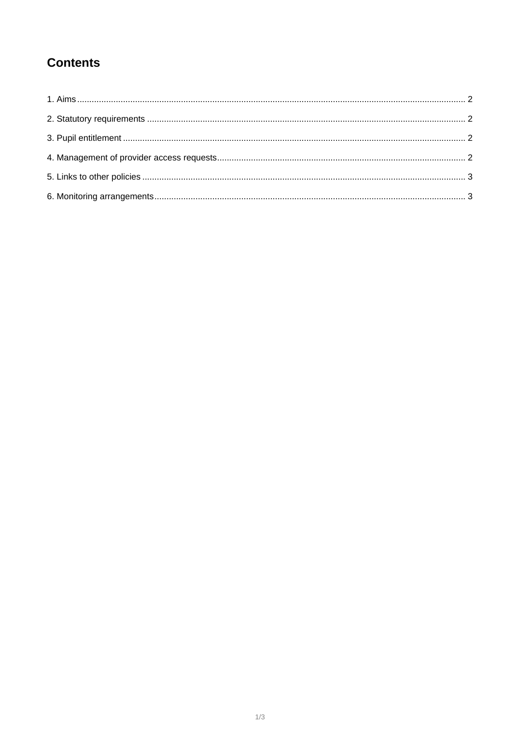## Contents

1. Aims ........................................................................ 2
2. Statutory requirements ........................................................................ 2
3. Pupil entitlement ........................................................................ 2
4. Management of provider access requests ........................................................................ 2
5. Links to other policies ........................................................................ 3
6. Monitoring arrangements ........................................................................ 3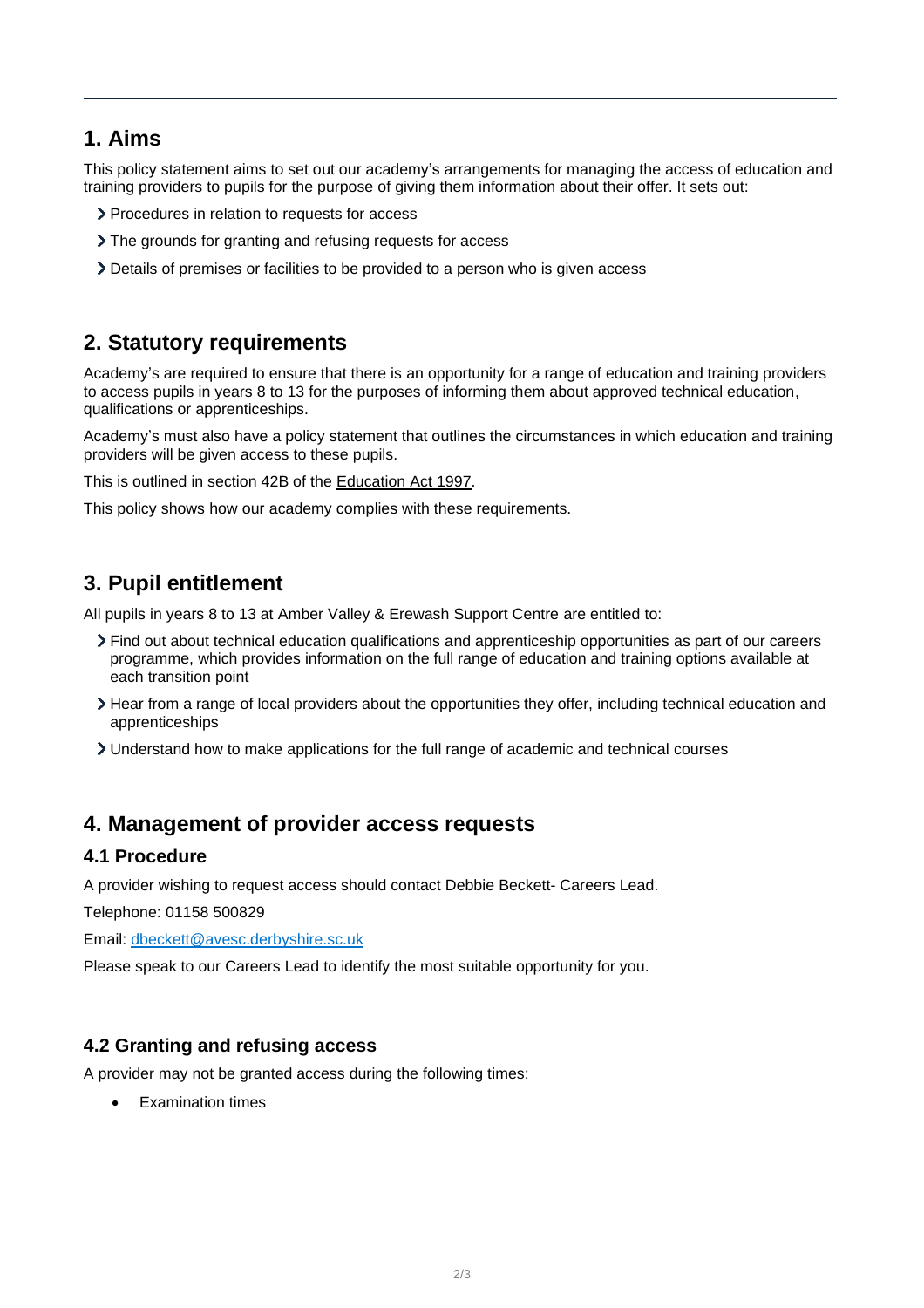## 1. Aims

This policy statement aims to set out our academy's arrangements for managing the access of education and training providers to pupils for the purpose of giving them information about their offer. It sets out:

- Procedures in relation to requests for access
- The grounds for granting and refusing requests for access
- Details of premises or facilities to be provided to a person who is given access

## 2. Statutory requirements

Academy's are required to ensure that there is an opportunity for a range of education and training providers to access pupils in years 8 to 13 for the purposes of informing them about approved technical education, qualifications or apprenticeships.

Academy's must also have a policy statement that outlines the circumstances in which education and training providers will be given access to these pupils.

This is outlined in section 42B of the Education Act 1997.

This policy shows how our academy complies with these requirements.

## 3. Pupil entitlement

All pupils in years 8 to 13 at Amber Valley & Erewash Support Centre are entitled to:

- Find out about technical education qualifications and apprenticeship opportunities as part of our careers programme, which provides information on the full range of education and training options available at each transition point
- Hear from a range of local providers about the opportunities they offer, including technical education and apprenticeships
- Understand how to make applications for the full range of academic and technical courses

## 4. Management of provider access requests

### 4.1 Procedure

A provider wishing to request access should contact Debbie Beckett- Careers Lead.

Telephone: 01158 500829

Email: dbeckett@avesc.derbyshire.sc.uk

Please speak to our Careers Lead to identify the most suitable opportunity for you.

### 4.2 Granting and refusing access

A provider may not be granted access during the following times:

- Examination times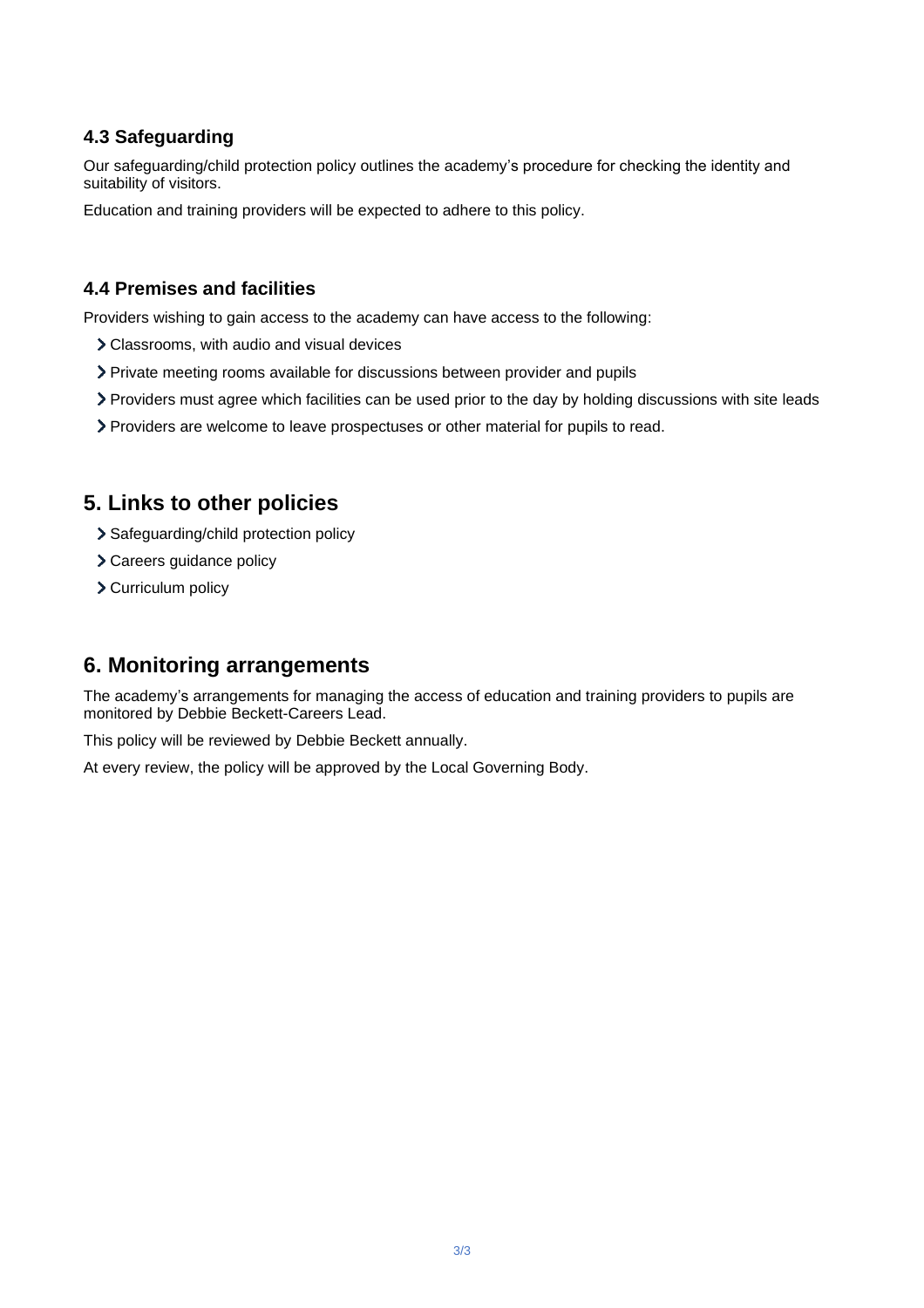### 4.3 Safeguarding

Our safeguarding/child protection policy outlines the academy's procedure for checking the identity and suitability of visitors.

Education and training providers will be expected to adhere to this policy.

### 4.4 Premises and facilities

Providers wishing to gain access to the academy can have access to the following:

- Classrooms, with audio and visual devices
- Private meeting rooms available for discussions between provider and pupils
- Providers must agree which facilities can be used prior to the day by holding discussions with site leads
- Providers are welcome to leave prospectuses or other material for pupils to read.

## 5. Links to other policies

- Safeguarding/child protection policy
- Careers guidance policy
- Curriculum policy

## 6. Monitoring arrangements

The academy's arrangements for managing the access of education and training providers to pupils are monitored by Debbie Beckett-Careers Lead.

This policy will be reviewed by Debbie Beckett annually.

At every review, the policy will be approved by the Local Governing Body.